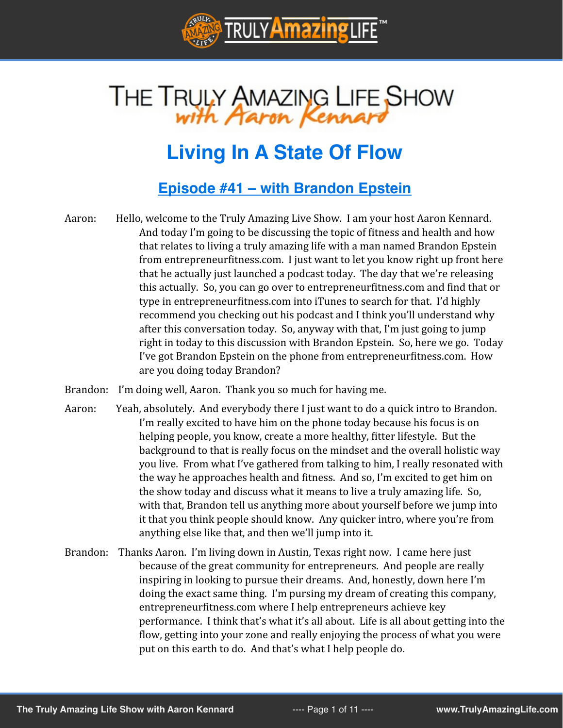# The Truly Amazing Life Show with Aaron Kennard

## Living In A State Of Flow

### Episode #41 – with Brandon Epstein

Aaron: Hello, welcome to the Truly Amazing Live Show. I am your host Aaron Kennard. And today I'm going to be discussing the topic of fitness and health and how that relates to living a truly amazing life with a man named Brandon Epstein from entrepreneurfitness.com. I just want to let you know right up front here that he actually just launched a podcast today. The day that we're releasing this actually. So, you can go over to entrepreneurfitness.com and find that or type in entrepreneurfitness.com into iTunes to search for that. I'd highly recommend you checking out his podcast and I think you'll understand why after this conversation today. So, anyway with that, I'm just going to jump right in today to this discussion with Brandon Epstein. So, here we go. Today I've got Brandon Epstein on the phone from entrepreneurfitness.com. How are you doing today Brandon?

Brandon: I'm doing well, Aaron. Thank you so much for having me.

Aaron: Yeah, absolutely. And everybody there I just want to do a quick intro to Brandon. I'm really excited to have him on the phone today because his focus is on helping people, you know, create a more healthy, fitter lifestyle. But the background to that is really focus on the mindset and the overall holistic way you live. From what I've gathered from talking to him, I really resonated with the way he approaches health and fitness. And so, I'm excited to get him on the show today and discuss what it means to live a truly amazing life. So, with that, Brandon tell us anything more about yourself before we jump into it that you think people should know. Any quicker intro, where you're from anything else like that, and then we'll jump into it.

Brandon: Thanks Aaron. I'm living down in Austin, Texas right now. I came here just because of the great community for entrepreneurs. And people are really inspiring in looking to pursue their dreams. And, honestly, down here I'm doing the exact same thing. I'm pursing my dream of creating this company, entrepreneurfitness.com where I help entrepreneurs achieve key performance. I think that's what it's all about. Life is all about getting into the flow, getting into your zone and really enjoying the process of what you were put on this earth to do. And that's what I help people do.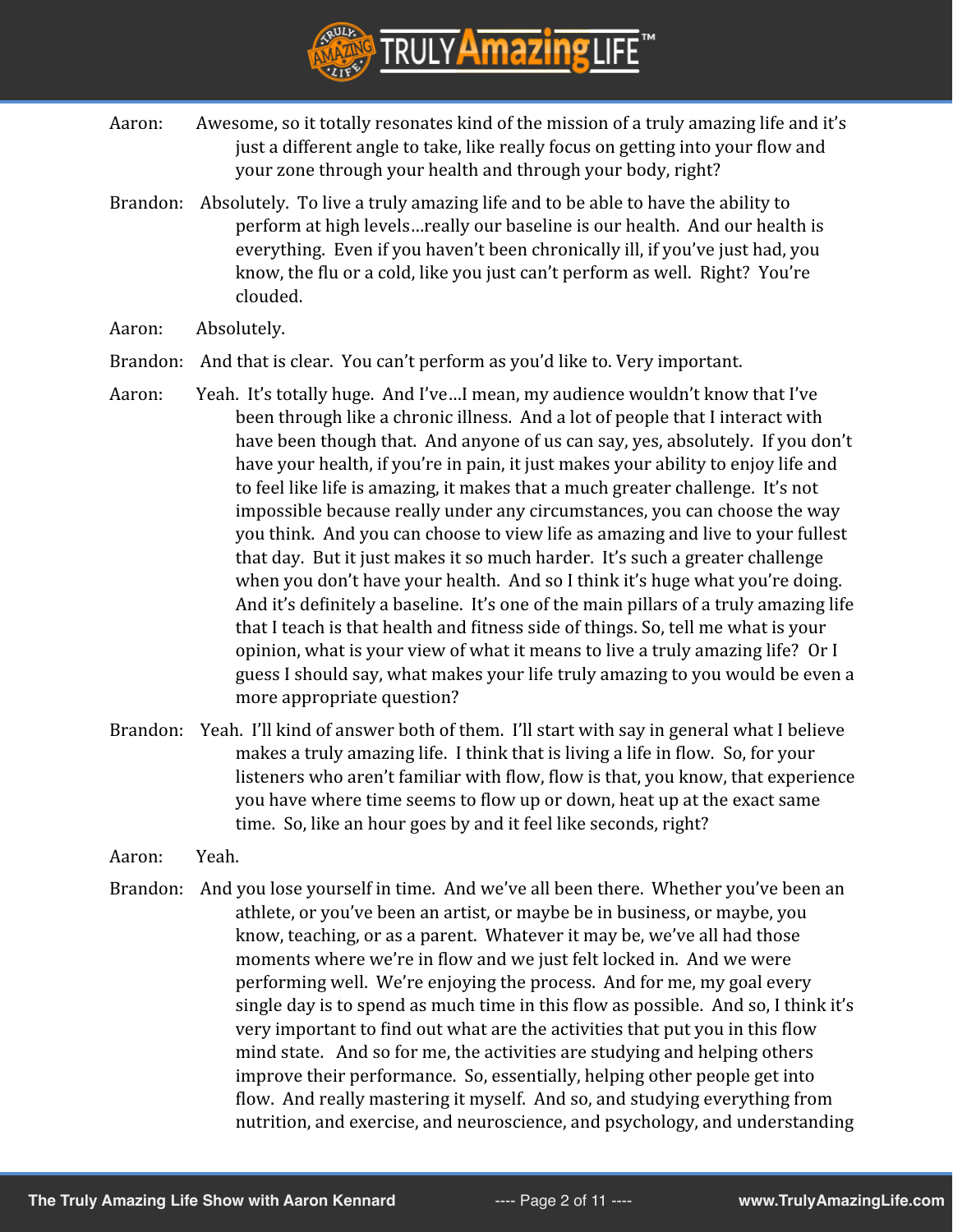Aaron: Awesome, so it totally resonates kind of the mission of a truly amazing life and it's just a different angle to take, like really focus on getting into your flow and your zone through your health and through your body, right?

Brandon: Absolutely. To live a truly amazing life and to be able to have the ability to perform at high levels…really our baseline is our health. And our health is everything. Even if you haven't been chronically ill, if you've just had, you know, the flu or a cold, like you just can't perform as well. Right? You're clouded.

Aaron: Absolutely.

Brandon: And that is clear. You can't perform as you'd like to. Very important.

Aaron: Yeah. It's totally huge. And I've…I mean, my audience wouldn't know that I've been through like a chronic illness. And a lot of people that I interact with have been though that. And anyone of us can say, yes, absolutely. If you don't have your health, if you're in pain, it just makes your ability to enjoy life and to feel like life is amazing, it makes that a much greater challenge. It's not impossible because really under any circumstances, you can choose the way you think. And you can choose to view life as amazing and live to your fullest that day. But it just makes it so much harder. It's such a greater challenge when you don't have your health. And so I think it's huge what you're doing. And it's definitely a baseline. It's one of the main pillars of a truly amazing life that I teach is that health and fitness side of things. So, tell me what is your opinion, what is your view of what it means to live a truly amazing life? Or I guess I should say, what makes your life truly amazing to you would be even a more appropriate question?

Brandon: Yeah. I'll kind of answer both of them. I'll start with say in general what I believe makes a truly amazing life. I think that is living a life in flow. So, for your listeners who aren't familiar with flow, flow is that, you know, that experience you have where time seems to flow up or down, heat up at the exact same time. So, like an hour goes by and it feel like seconds, right?

Aaron: Yeah.

Brandon: And you lose yourself in time. And we've all been there. Whether you've been an athlete, or you've been an artist, or maybe be in business, or maybe, you know, teaching, or as a parent. Whatever it may be, we've all had those moments where we're in flow and we just felt locked in. And we were performing well. We're enjoying the process. And for me, my goal every single day is to spend as much time in this flow as possible. And so, I think it's very important to find out what are the activities that put you in this flow mind state. And so for me, the activities are studying and helping others improve their performance. So, essentially, helping other people get into flow. And really mastering it myself. And so, and studying everything from nutrition, and exercise, and neuroscience, and psychology, and understanding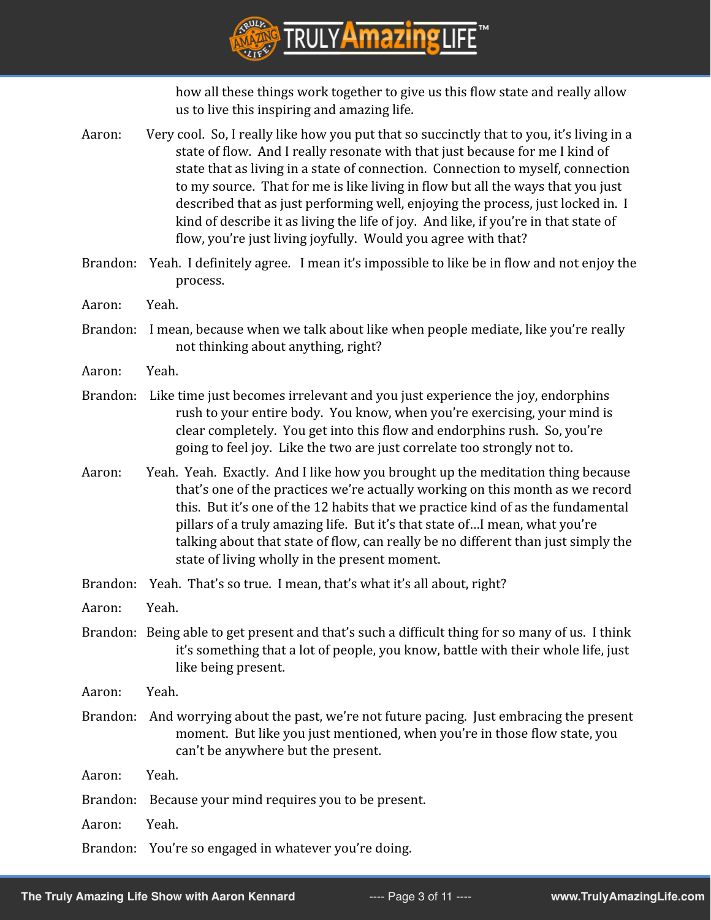how all these things work together to give us this flow state and really allow us to live this inspiring and amazing life.

Aaron: Very cool. So, I really like how you put that so succinctly that to you, it's living in a state of flow. And I really resonate with that just because for me I kind of state that as living in a state of connection. Connection to myself, connection to my source. That for me is like living in flow but all the ways that you just described that as just performing well, enjoying the process, just locked in. I kind of describe it as living the life of joy. And like, if you're in that state of flow, you're just living joyfully. Would you agree with that?

Brandon: Yeah. I definitely agree. I mean it's impossible to like be in flow and not enjoy the process.

Aaron: Yeah.

Brandon: I mean, because when we talk about like when people mediate, like you're really not thinking about anything, right?

Aaron: Yeah.

Brandon: Like time just becomes irrelevant and you just experience the joy, endorphins rush to your entire body. You know, when you're exercising, your mind is clear completely. You get into this flow and endorphins rush. So, you're going to feel joy. Like the two are just correlate too strongly not to.

Aaron: Yeah. Yeah. Exactly. And I like how you brought up the meditation thing because that's one of the practices we're actually working on this month as we record this. But it's one of the 12 habits that we practice kind of as the fundamental pillars of a truly amazing life. But it's that state of…I mean, what you're talking about that state of flow, can really be no different than just simply the state of living wholly in the present moment.

Brandon: Yeah. That's so true. I mean, that's what it's all about, right?

Aaron: Yeah.

Brandon: Being able to get present and that's such a difficult thing for so many of us. I think it's something that a lot of people, you know, battle with their whole life, just like being present.

Aaron: Yeah.

Brandon: And worrying about the past, we're not future pacing. Just embracing the present moment. But like you just mentioned, when you're in those flow state, you can't be anywhere but the present.

Aaron: Yeah.

Brandon: Because your mind requires you to be present.

Aaron: Yeah.

Brandon: You're so engaged in whatever you're doing.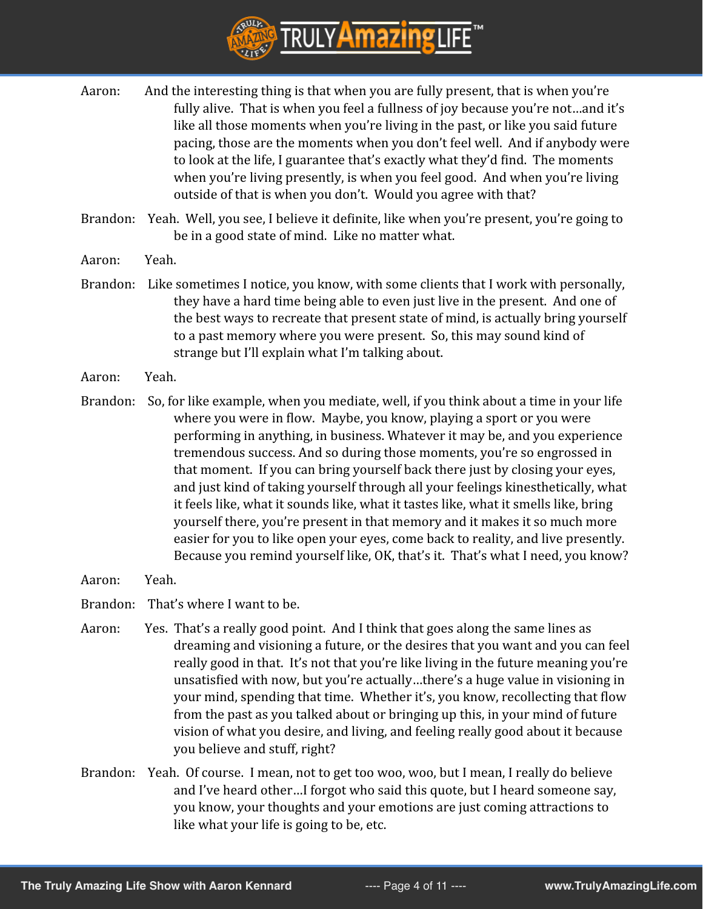Aaron: And the interesting thing is that when you are fully present, that is when you're fully alive. That is when you feel a fullness of joy because you're not…and it's like all those moments when you're living in the past, or like you said future pacing, those are the moments when you don't feel well. And if anybody were to look at the life, I guarantee that's exactly what they'd find. The moments when you're living presently, is when you feel good. And when you're living outside of that is when you don't. Would you agree with that?

Brandon: Yeah. Well, you see, I believe it definite, like when you're present, you're going to be in a good state of mind. Like no matter what.

Aaron: Yeah.

Brandon: Like sometimes I notice, you know, with some clients that I work with personally, they have a hard time being able to even just live in the present. And one of the best ways to recreate that present state of mind, is actually bring yourself to a past memory where you were present. So, this may sound kind of strange but I'll explain what I'm talking about.

Aaron: Yeah.

Brandon: So, for like example, when you mediate, well, if you think about a time in your life where you were in flow. Maybe, you know, playing a sport or you were performing in anything, in business. Whatever it may be, and you experience tremendous success. And so during those moments, you're so engrossed in that moment. If you can bring yourself back there just by closing your eyes, and just kind of taking yourself through all your feelings kinesthetically, what it feels like, what it sounds like, what it tastes like, what it smells like, bring yourself there, you're present in that memory and it makes it so much more easier for you to like open your eyes, come back to reality, and live presently. Because you remind yourself like, OK, that's it. That's what I need, you know?

Aaron: Yeah.

Brandon: That's where I want to be.

Aaron: Yes. That's a really good point. And I think that goes along the same lines as dreaming and visioning a future, or the desires that you want and you can feel really good in that. It's not that you're like living in the future meaning you're unsatisfied with now, but you're actually…there's a huge value in visioning in your mind, spending that time. Whether it's, you know, recollecting that flow from the past as you talked about or bringing up this, in your mind of future vision of what you desire, and living, and feeling really good about it because you believe and stuff, right?

Brandon: Yeah. Of course. I mean, not to get too woo, woo, but I mean, I really do believe and I've heard other…I forgot who said this quote, but I heard someone say, you know, your thoughts and your emotions are just coming attractions to like what your life is going to be, etc.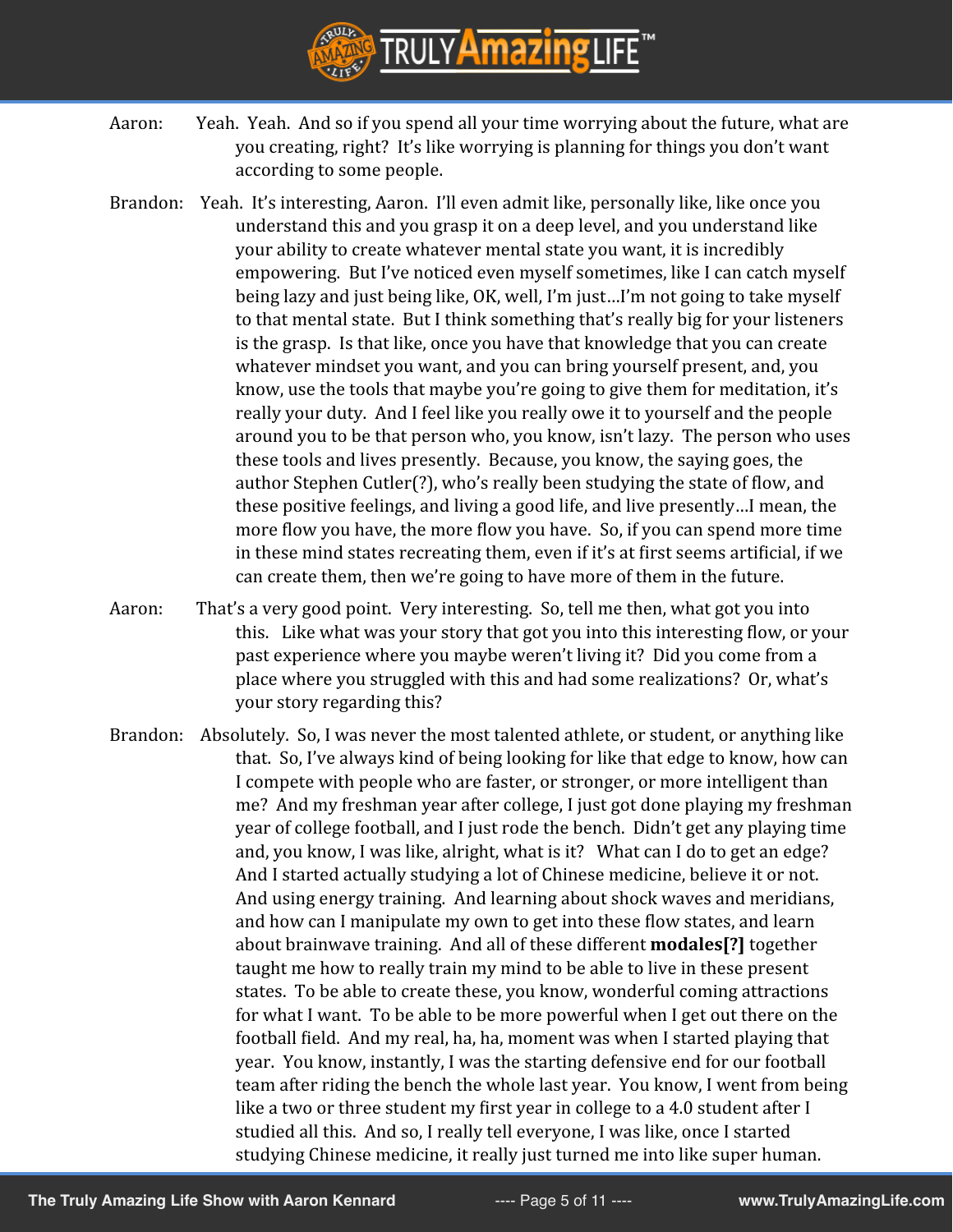Aaron: Yeah. Yeah. And so if you spend all your time worrying about the future, what are you creating, right? It's like worrying is planning for things you don't want according to some people.

Brandon: Yeah. It's interesting, Aaron. I'll even admit like, personally like, like once you understand this and you grasp it on a deep level, and you understand like your ability to create whatever mental state you want, it is incredibly empowering. But I've noticed even myself sometimes, like I can catch myself being lazy and just being like, OK, well, I'm just…I'm not going to take myself to that mental state. But I think something that's really big for your listeners is the grasp. Is that like, once you have that knowledge that you can create whatever mindset you want, and you can bring yourself present, and, you know, use the tools that maybe you're going to give them for meditation, it's really your duty. And I feel like you really owe it to yourself and the people around you to be that person who, you know, isn't lazy. The person who uses these tools and lives presently. Because, you know, the saying goes, the author Stephen Cutler(?), who's really been studying the state of flow, and these positive feelings, and living a good life, and live presently…I mean, the more flow you have, the more flow you have. So, if you can spend more time in these mind states recreating them, even if it's at first seems artificial, if we can create them, then we're going to have more of them in the future.

Aaron: That's a very good point. Very interesting. So, tell me then, what got you into this. Like what was your story that got you into this interesting flow, or your past experience where you maybe weren't living it? Did you come from a place where you struggled with this and had some realizations? Or, what's your story regarding this?

Brandon: Absolutely. So, I was never the most talented athlete, or student, or anything like that. So, I've always kind of being looking for like that edge to know, how can I compete with people who are faster, or stronger, or more intelligent than me? And my freshman year after college, I just got done playing my freshman year of college football, and I just rode the bench. Didn't get any playing time and, you know, I was like, alright, what is it? What can I do to get an edge? And I started actually studying a lot of Chinese medicine, believe it or not. And using energy training. And learning about shock waves and meridians, and how can I manipulate my own to get into these flow states, and learn about brainwave training. And all of these different **modales[?]** together taught me how to really train my mind to be able to live in these present states. To be able to create these, you know, wonderful coming attractions for what I want. To be able to be more powerful when I get out there on the football field. And my real, ha, ha, moment was when I started playing that year. You know, instantly, I was the starting defensive end for our football team after riding the bench the whole last year. You know, I went from being like a two or three student my first year in college to a 4.0 student after I studied all this. And so, I really tell everyone, I was like, once I started studying Chinese medicine, it really just turned me into like super human.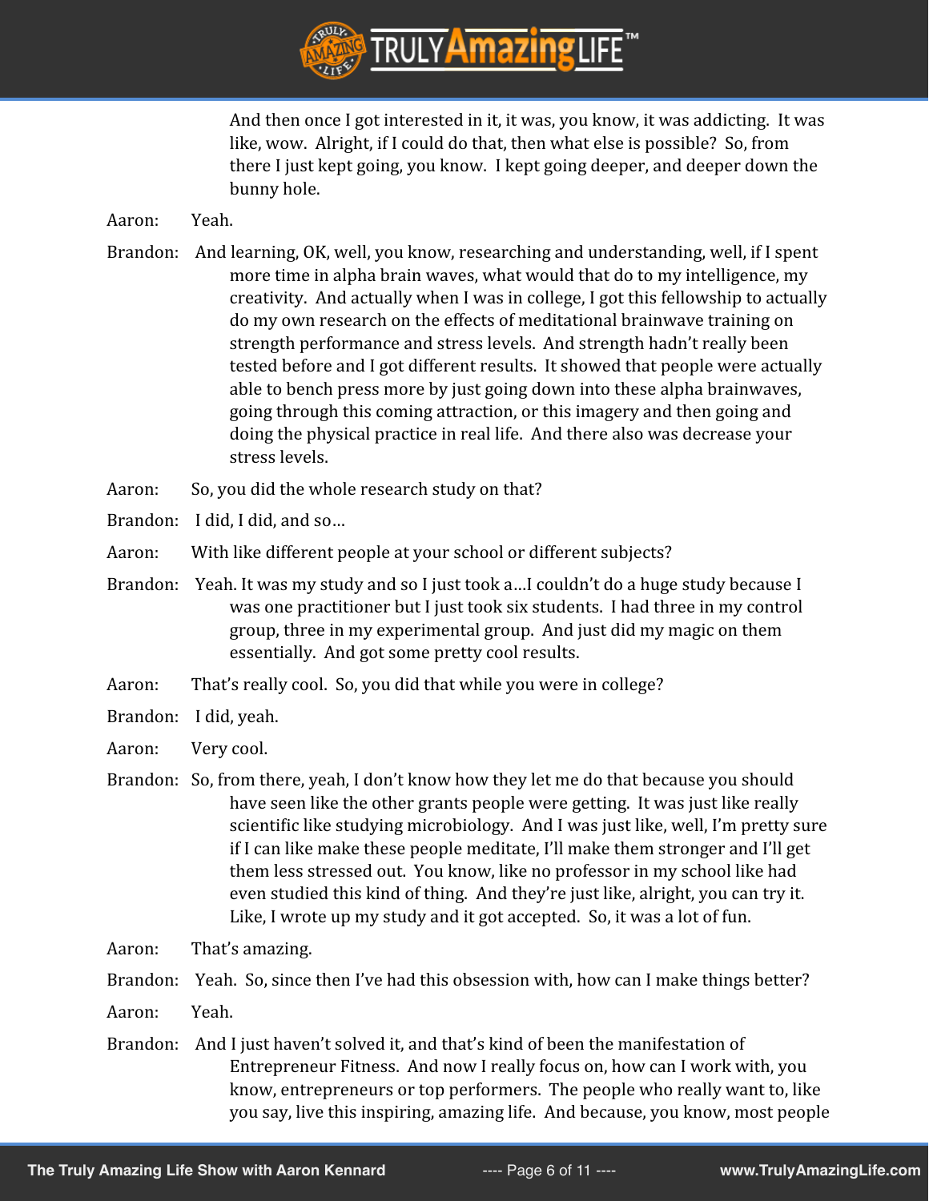And then once I got interested in it, it was, you know, it was addicting. It was like, wow. Alright, if I could do that, then what else is possible? So, from there I just kept going, you know. I kept going deeper, and deeper down the bunny hole.

Aaron: Yeah.

Brandon: And learning, OK, well, you know, researching and understanding, well, if I spent more time in alpha brain waves, what would that do to my intelligence, my creativity. And actually when I was in college, I got this fellowship to actually do my own research on the effects of meditational brainwave training on strength performance and stress levels. And strength hadn't really been tested before and I got different results. It showed that people were actually able to bench press more by just going down into these alpha brainwaves, going through this coming attraction, or this imagery and then going and doing the physical practice in real life. And there also was decrease your stress levels.

Aaron: So, you did the whole research study on that?

Brandon: I did, I did, and so…

Aaron: With like different people at your school or different subjects?

Brandon: Yeah. It was my study and so I just took a…I couldn't do a huge study because I was one practitioner but I just took six students. I had three in my control group, three in my experimental group. And just did my magic on them essentially. And got some pretty cool results.

Aaron: That's really cool. So, you did that while you were in college?

Brandon: I did, yeah.

Aaron: Very cool.

Brandon: So, from there, yeah, I don't know how they let me do that because you should have seen like the other grants people were getting. It was just like really scientific like studying microbiology. And I was just like, well, I'm pretty sure if I can like make these people meditate, I'll make them stronger and I'll get them less stressed out. You know, like no professor in my school like had even studied this kind of thing. And they're just like, alright, you can try it. Like, I wrote up my study and it got accepted. So, it was a lot of fun.

Aaron: That's amazing.

Brandon: Yeah. So, since then I've had this obsession with, how can I make things better?

Aaron: Yeah.

Brandon: And I just haven't solved it, and that's kind of been the manifestation of Entrepreneur Fitness. And now I really focus on, how can I work with, you know, entrepreneurs or top performers. The people who really want to, like you say, live this inspiring, amazing life. And because, you know, most people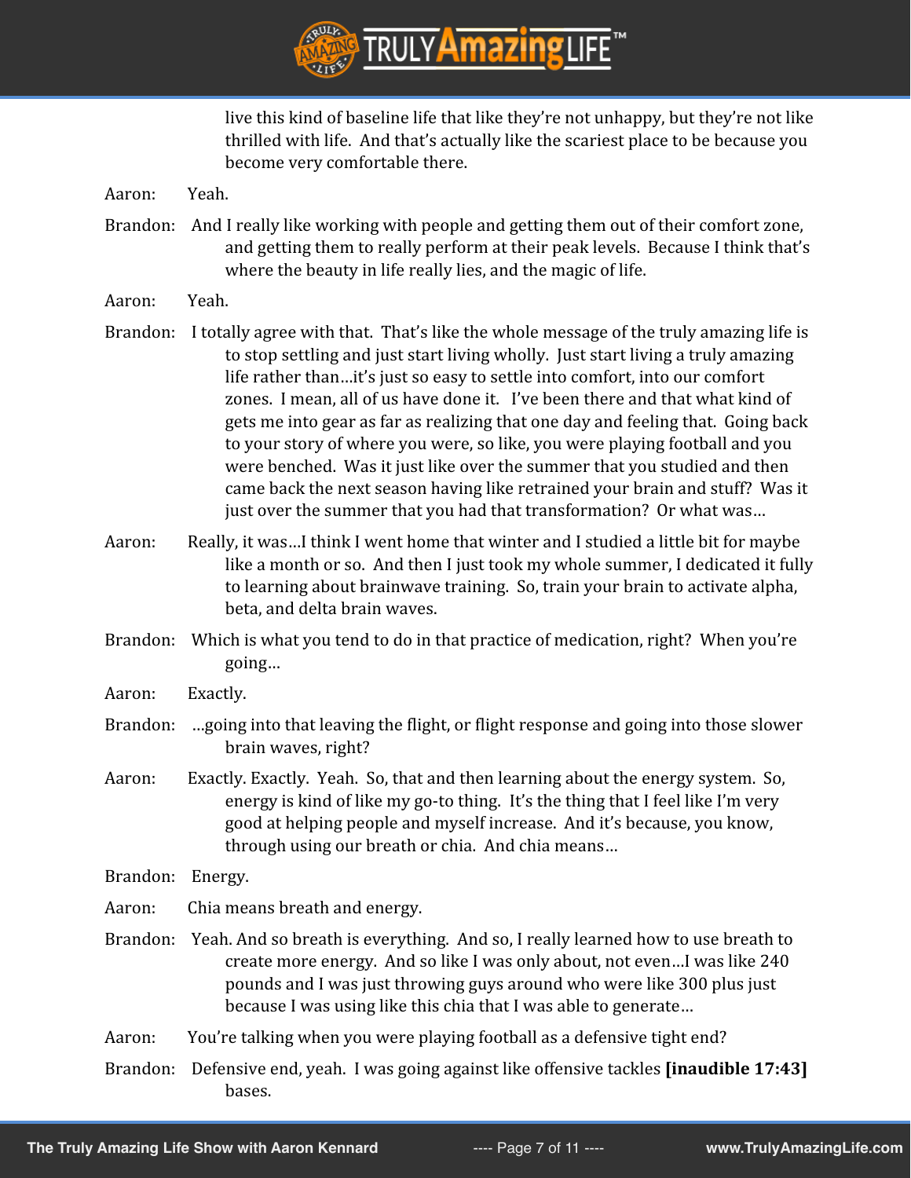live this kind of baseline life that like they're not unhappy, but they're not like thrilled with life. And that's actually like the scariest place to be because you become very comfortable there.

Aaron: Yeah.

Brandon: And I really like working with people and getting them out of their comfort zone, and getting them to really perform at their peak levels. Because I think that's where the beauty in life really lies, and the magic of life.

Aaron: Yeah.

Brandon: I totally agree with that. That's like the whole message of the truly amazing life is to stop settling and just start living wholly. Just start living a truly amazing life rather than…it's just so easy to settle into comfort, into our comfort zones. I mean, all of us have done it. I've been there and that what kind of gets me into gear as far as realizing that one day and feeling that. Going back to your story of where you were, so like, you were playing football and you were benched. Was it just like over the summer that you studied and then came back the next season having like retrained your brain and stuff? Was it just over the summer that you had that transformation? Or what was…

Aaron: Really, it was…I think I went home that winter and I studied a little bit for maybe like a month or so. And then I just took my whole summer, I dedicated it fully to learning about brainwave training. So, train your brain to activate alpha, beta, and delta brain waves.

Brandon: Which is what you tend to do in that practice of medication, right? When you're going…

Aaron: Exactly.

Brandon: …going into that leaving the flight, or flight response and going into those slower brain waves, right?

Aaron: Exactly. Exactly. Yeah. So, that and then learning about the energy system. So, energy is kind of like my go-to thing. It's the thing that I feel like I'm very good at helping people and myself increase. And it's because, you know, through using our breath or chia. And chia means…

Brandon: Energy.

Aaron: Chia means breath and energy.

Brandon: Yeah. And so breath is everything. And so, I really learned how to use breath to create more energy. And so like I was only about, not even…I was like 240 pounds and I was just throwing guys around who were like 300 plus just because I was using like this chia that I was able to generate…

Aaron: You're talking when you were playing football as a defensive tight end?

Brandon: Defensive end, yeah. I was going against like offensive tackles **[inaudible 17:43]** bases.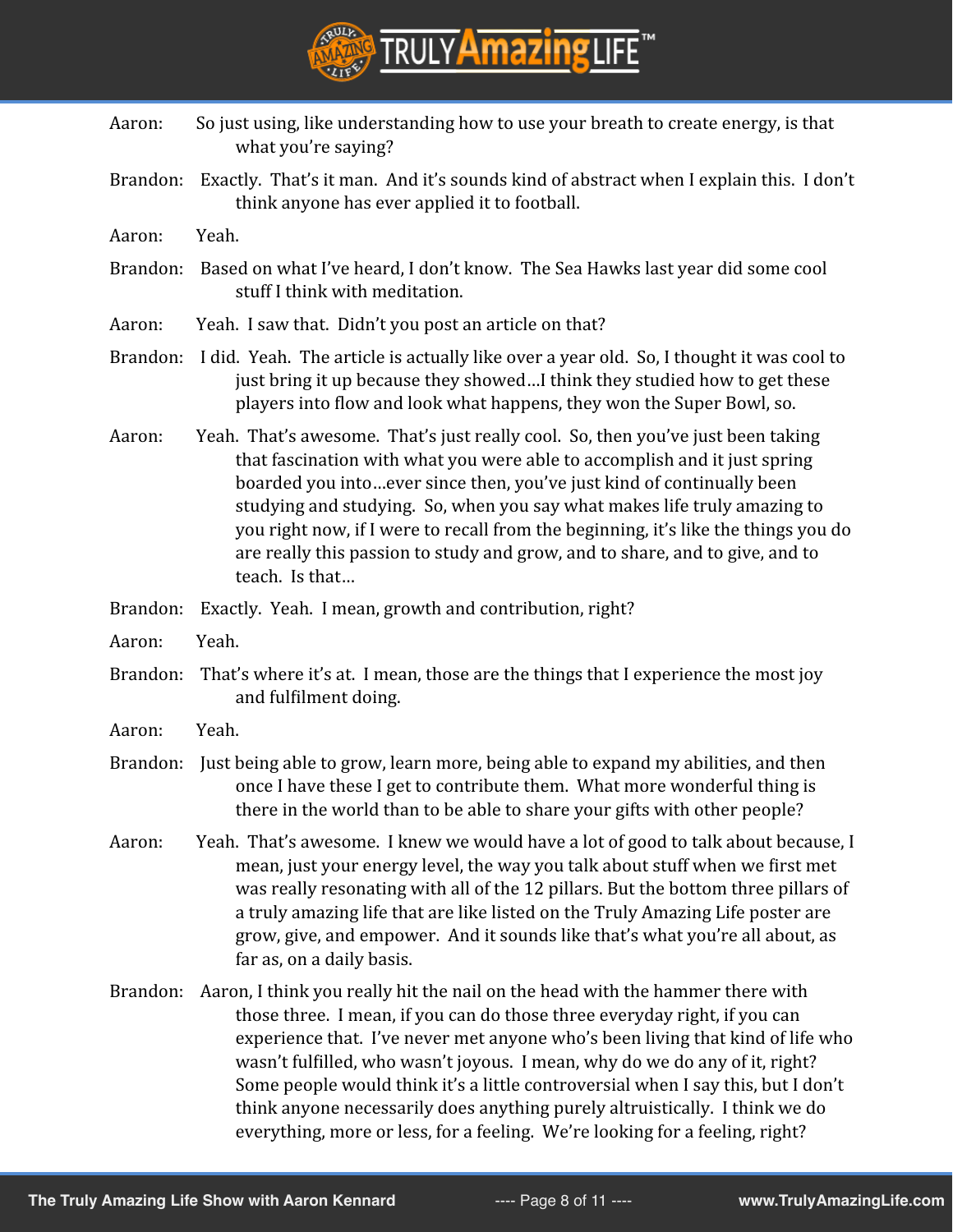Aaron: So just using, like understanding how to use your breath to create energy, is that what you're saying?

Brandon: Exactly. That's it man. And it's sounds kind of abstract when I explain this. I don't think anyone has ever applied it to football.

Aaron: Yeah.

Brandon: Based on what I've heard, I don't know. The Sea Hawks last year did some cool stuff I think with meditation.

Aaron: Yeah. I saw that. Didn't you post an article on that?

Brandon: I did. Yeah. The article is actually like over a year old. So, I thought it was cool to just bring it up because they showed…I think they studied how to get these players into flow and look what happens, they won the Super Bowl, so.

Aaron: Yeah. That's awesome. That's just really cool. So, then you've just been taking that fascination with what you were able to accomplish and it just spring boarded you into…ever since then, you've just kind of continually been studying and studying. So, when you say what makes life truly amazing to you right now, if I were to recall from the beginning, it's like the things you do are really this passion to study and grow, and to share, and to give, and to teach. Is that…

Brandon: Exactly. Yeah. I mean, growth and contribution, right?

Aaron: Yeah.

Brandon: That's where it's at. I mean, those are the things that I experience the most joy and fulfilment doing.

Aaron: Yeah.

Brandon: Just being able to grow, learn more, being able to expand my abilities, and then once I have these I get to contribute them. What more wonderful thing is there in the world than to be able to share your gifts with other people?

Aaron: Yeah. That's awesome. I knew we would have a lot of good to talk about because, I mean, just your energy level, the way you talk about stuff when we first met was really resonating with all of the 12 pillars. But the bottom three pillars of a truly amazing life that are like listed on the Truly Amazing Life poster are grow, give, and empower. And it sounds like that's what you're all about, as far as, on a daily basis.

Brandon: Aaron, I think you really hit the nail on the head with the hammer there with those three. I mean, if you can do those three everyday right, if you can experience that. I've never met anyone who's been living that kind of life who wasn't fulfilled, who wasn't joyous. I mean, why do we do any of it, right? Some people would think it's a little controversial when I say this, but I don't think anyone necessarily does anything purely altruistically. I think we do everything, more or less, for a feeling. We're looking for a feeling, right?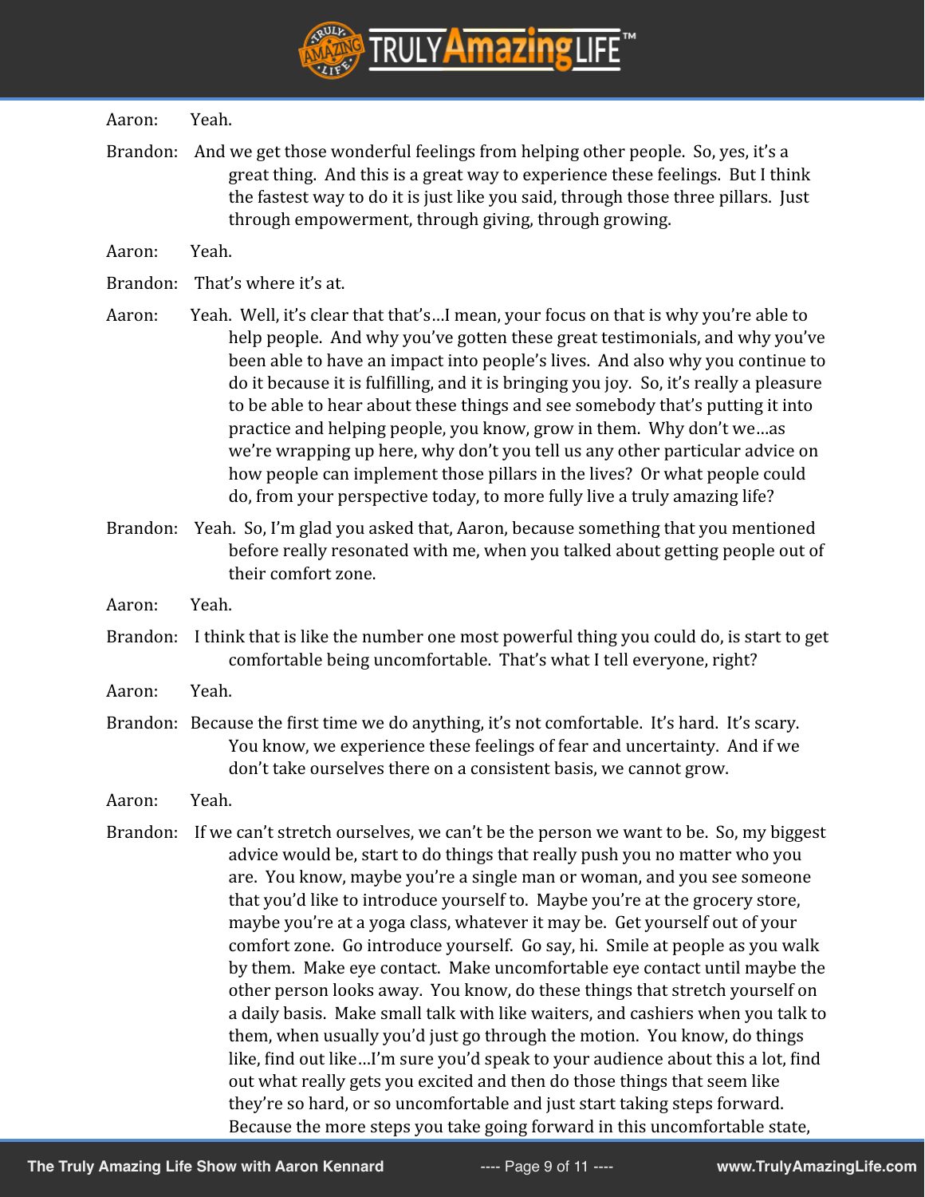Aaron: Yeah.

Brandon: And we get those wonderful feelings from helping other people. So, yes, it's a great thing. And this is a great way to experience these feelings. But I think the fastest way to do it is just like you said, through those three pillars. Just through empowerment, through giving, through growing.

Aaron: Yeah.

Brandon: That's where it's at.

Aaron: Yeah. Well, it's clear that that's…I mean, your focus on that is why you're able to help people. And why you've gotten these great testimonials, and why you've been able to have an impact into people's lives. And also why you continue to do it because it is fulfilling, and it is bringing you joy. So, it's really a pleasure to be able to hear about these things and see somebody that's putting it into practice and helping people, you know, grow in them. Why don't we…as we're wrapping up here, why don't you tell us any other particular advice on how people can implement those pillars in the lives? Or what people could do, from your perspective today, to more fully live a truly amazing life?

Brandon: Yeah. So, I'm glad you asked that, Aaron, because something that you mentioned before really resonated with me, when you talked about getting people out of their comfort zone.

Aaron: Yeah.

Brandon: I think that is like the number one most powerful thing you could do, is start to get comfortable being uncomfortable. That's what I tell everyone, right?

Aaron: Yeah.

Brandon: Because the first time we do anything, it's not comfortable. It's hard. It's scary. You know, we experience these feelings of fear and uncertainty. And if we don't take ourselves there on a consistent basis, we cannot grow.

Aaron: Yeah.

Brandon: If we can't stretch ourselves, we can't be the person we want to be. So, my biggest advice would be, start to do things that really push you no matter who you are. You know, maybe you're a single man or woman, and you see someone that you'd like to introduce yourself to. Maybe you're at the grocery store, maybe you're at a yoga class, whatever it may be. Get yourself out of your comfort zone. Go introduce yourself. Go say, hi. Smile at people as you walk by them. Make eye contact. Make uncomfortable eye contact until maybe the other person looks away. You know, do these things that stretch yourself on a daily basis. Make small talk with like waiters, and cashiers when you talk to them, when usually you'd just go through the motion. You know, do things like, find out like…I'm sure you'd speak to your audience about this a lot, find out what really gets you excited and then do those things that seem like they're so hard, or so uncomfortable and just start taking steps forward. Because the more steps you take going forward in this uncomfortable state,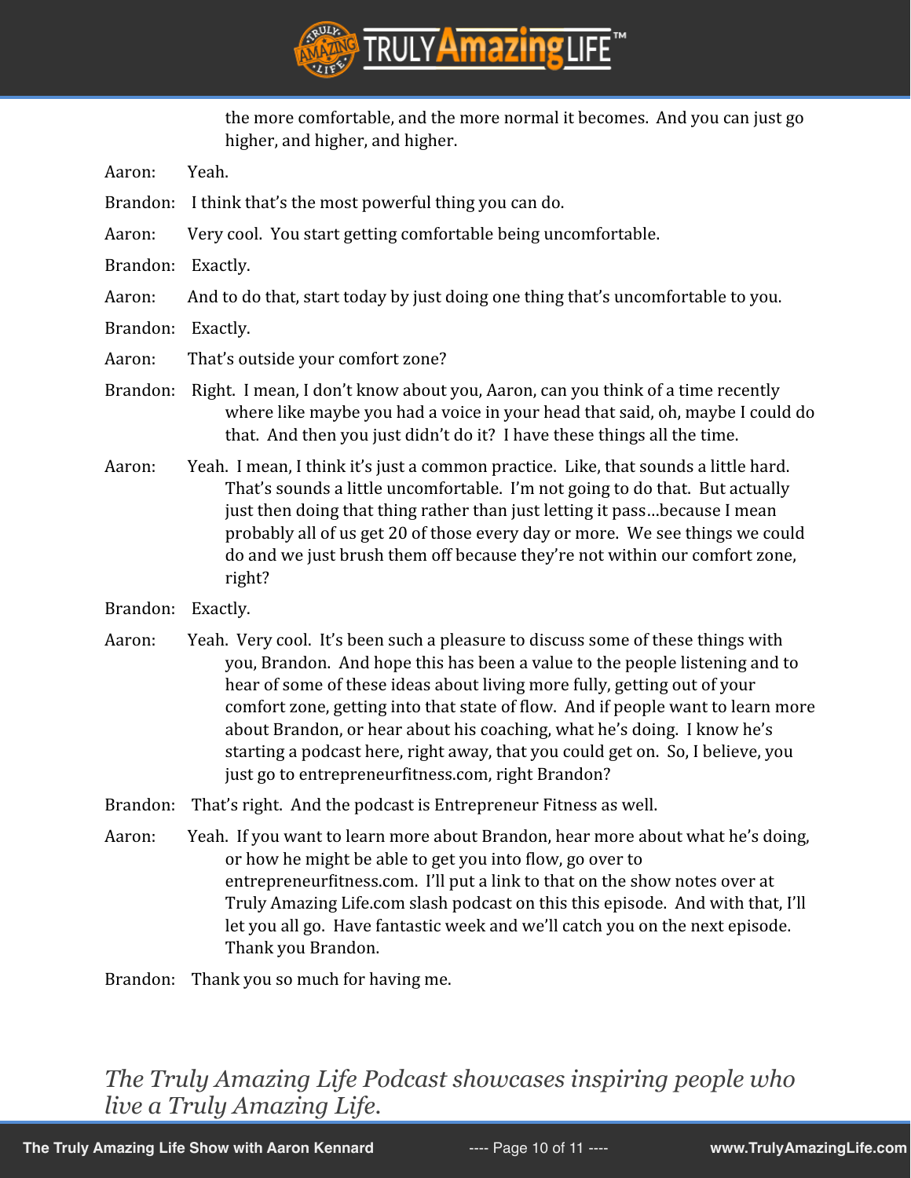the more comfortable, and the more normal it becomes. And you can just go higher, and higher, and higher.

Aaron: Yeah.

Brandon: I think that's the most powerful thing you can do.

Aaron: Very cool. You start getting comfortable being uncomfortable.

Brandon: Exactly.

Aaron: And to do that, start today by just doing one thing that's uncomfortable to you.

Brandon: Exactly.

Aaron: That's outside your comfort zone?

Brandon: Right. I mean, I don't know about you, Aaron, can you think of a time recently where like maybe you had a voice in your head that said, oh, maybe I could do that. And then you just didn't do it? I have these things all the time.

Aaron: Yeah. I mean, I think it's just a common practice. Like, that sounds a little hard. That's sounds a little uncomfortable. I'm not going to do that. But actually just then doing that thing rather than just letting it pass…because I mean probably all of us get 20 of those every day or more. We see things we could do and we just brush them off because they're not within our comfort zone, right?

Brandon: Exactly.

Aaron: Yeah. Very cool. It's been such a pleasure to discuss some of these things with you, Brandon. And hope this has been a value to the people listening and to hear of some of these ideas about living more fully, getting out of your comfort zone, getting into that state of flow. And if people want to learn more about Brandon, or hear about his coaching, what he's doing. I know he's starting a podcast here, right away, that you could get on. So, I believe, you just go to entrepreneurfitness.com, right Brandon?

Brandon: That's right. And the podcast is Entrepreneur Fitness as well.

Aaron: Yeah. If you want to learn more about Brandon, hear more about what he's doing, or how he might be able to get you into flow, go over to entrepreneurfitness.com. I'll put a link to that on the show notes over at Truly Amazing Life.com slash podcast on this this episode. And with that, I'll let you all go. Have fantastic week and we'll catch you on the next episode. Thank you Brandon.

Brandon: Thank you so much for having me.

*The Truly Amazing Life Podcast showcases inspiring people who live a Truly Amazing Life.*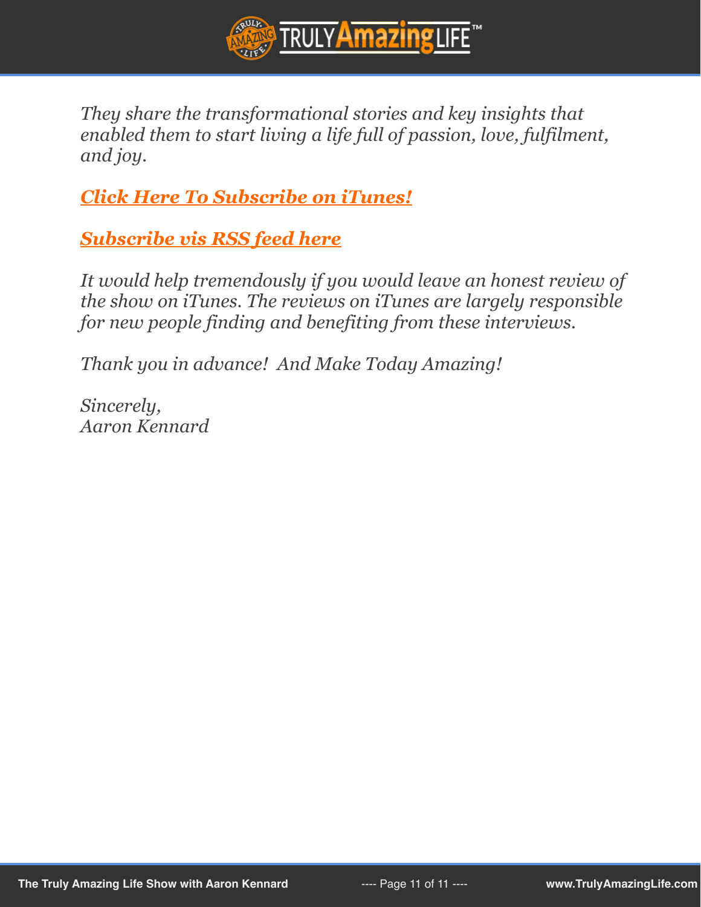*They share the transformational stories and key insights that enabled them to start living a life full of passion, love, fulfilment, and joy.*

***Click Here To Subscribe on iTunes!***

***Subscribe vis RSS feed here***

*It would help tremendously if you would leave an honest review of the show on iTunes. The reviews on iTunes are largely responsible for new people finding and benefiting from these interviews.*

*Thank you in advance!  And Make Today Amazing!*

*Sincerely,*
*Aaron Kennard*